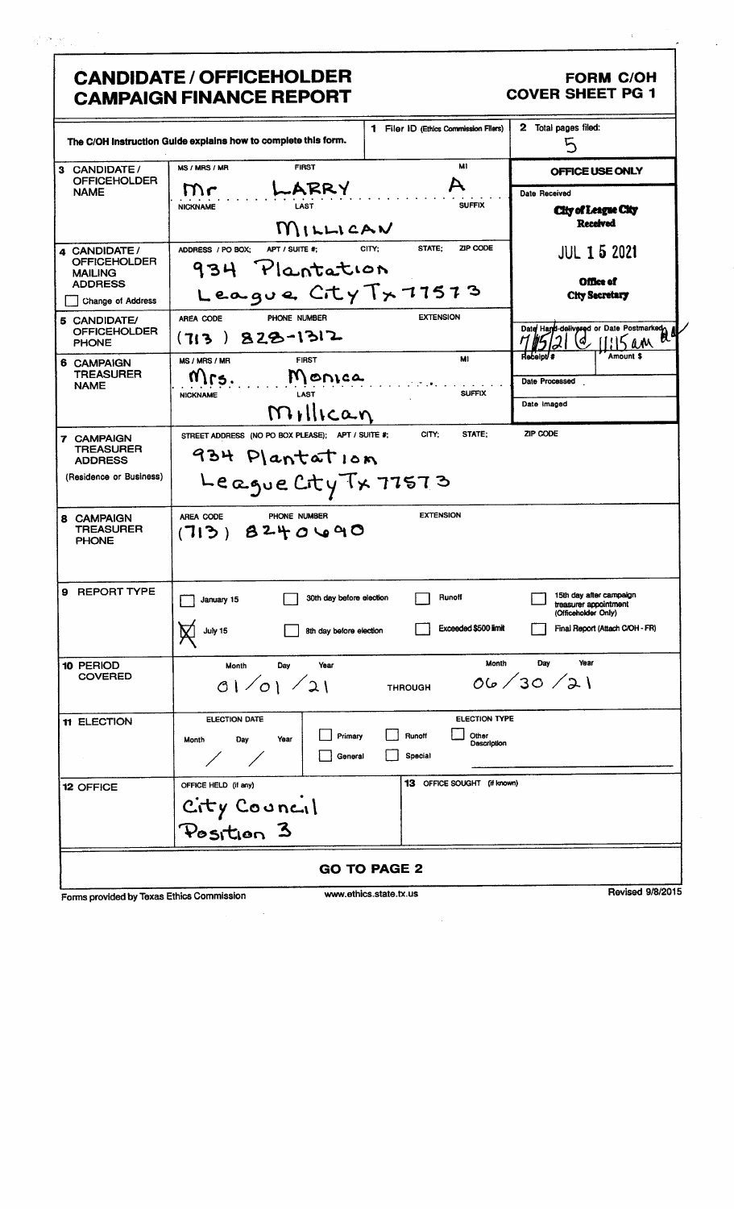# CANDIDATE / OFFICEHOLDER CAMPAIGN FINANCE REPORT

**FORM C/OH**
**COVER SHEET PG 1**

The C/OH Instruction Guide explains how to complete this form.

**1** Filer ID (Ethics Commission Filers)

**2** Total pages filed: 5

**OFFICE USE ONLY**

Date Received

City of League City
Received
JUL 15 2021
Office of
City Secretary

Date Hand-delivered or Date Postmarked: 7/15/21 @ 11:15 am

Receipt # | Amount $

Date Processed

Date Imaged

**3 CANDIDATE / OFFICEHOLDER NAME**

| MS / MRS / MR | FIRST | MI |
|---|---|---|
| Mr | LARRY | A |

| NICKNAME | LAST | SUFFIX |
|---|---|---|
| | MILLICAN | |

**4 CANDIDATE / OFFICEHOLDER MAILING ADDRESS**

☐ Change of Address

ADDRESS / PO BOX; APT / SUITE #; CITY; STATE; ZIP CODE

934 Plantation
League City Tx 77573

**5 CANDIDATE/ OFFICEHOLDER PHONE**

AREA CODE / PHONE NUMBER / EXTENSION

(713) 828-1312

**6 CAMPAIGN TREASURER NAME**

| MS / MRS / MR | FIRST | MI |
|---|---|---|
| Mrs. | Monica | |

| NICKNAME | LAST | SUFFIX |
|---|---|---|
| | Millican | |

**7 CAMPAIGN TREASURER ADDRESS** (Residence or Business)

STREET ADDRESS (NO PO BOX PLEASE); APT / SUITE #; CITY; STATE; ZIP CODE

934 Plantation
League City Tx 77573

**8 CAMPAIGN TREASURER PHONE**

AREA CODE / PHONE NUMBER / EXTENSION

(713) 8240690

**9 REPORT TYPE**

- ☐ January 15
- ☒ July 15
- ☐ 30th day before election
- ☐ 8th day before election
- ☐ Runoff
- ☐ Exceeded $500 limit
- ☐ 15th day after campaign treasurer appointment (Officeholder Only)
- ☐ Final Report (Attach C/OH - FR)

**10 PERIOD COVERED**

| Month | Day | Year | | Month | Day | Year |
|---|---|---|---|---|---|---|
| 01 | 01 | 21 | THROUGH | 06 | 30 | 21 |

**11 ELECTION**

ELECTION DATE: Month / Day / Year: &nbsp; / &nbsp; /

ELECTION TYPE

- ☐ Primary
- ☐ General
- ☐ Runoff
- ☐ Special
- ☐ Other Description

**12 OFFICE**

OFFICE HELD (if any): City Council Position 3

**13** OFFICE SOUGHT (if known):

**GO TO PAGE 2**

Forms provided by Texas Ethics Commission | www.ethics.state.tx.us | Revised 9/8/2015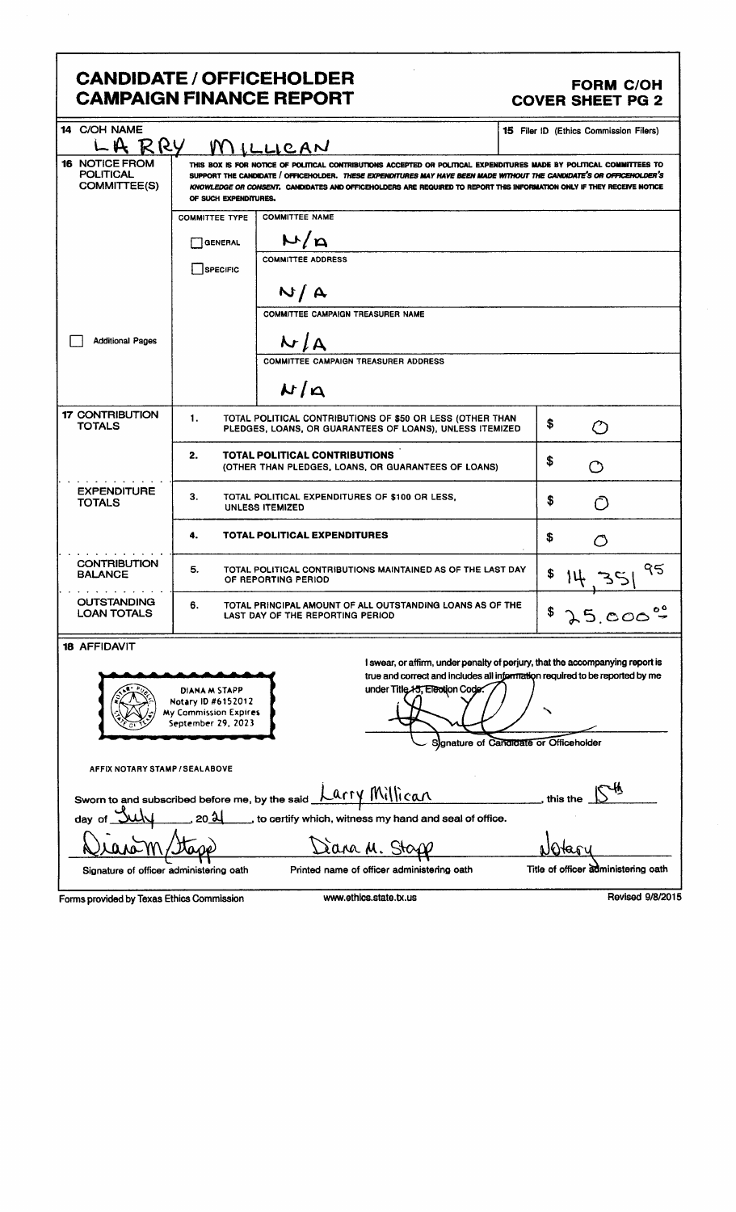# CANDIDATE / OFFICEHOLDER CAMPAIGN FINANCE REPORT

**FORM C/OH COVER SHEET PG 2**

| | | |
|---|---|---|
| **14 C/OH NAME** | LARRY MILLICAN | **15** Filer ID (Ethics Commission Filers) |

**16 NOTICE FROM POLITICAL COMMITTEE(S)**

THIS BOX IS FOR NOTICE OF POLITICAL CONTRIBUTIONS ACCEPTED OR POLITICAL EXPENDITURES MADE BY POLITICAL COMMITTEES TO SUPPORT THE CANDIDATE / OFFICEHOLDER. *THESE EXPENDITURES MAY HAVE BEEN MADE WITHOUT THE CANDIDATE'S OR OFFICEHOLDER'S KNOWLEDGE OR CONSENT.* CANDIDATES AND OFFICEHOLDERS ARE REQUIRED TO REPORT THIS INFORMATION ONLY IF THEY RECEIVE NOTICE OF SUCH EXPENDITURES.

| COMMITTEE TYPE | |
|---|---|
| ☐ GENERAL | COMMITTEE NAME: N/A |
| ☐ SPECIFIC | COMMITTEE ADDRESS: N/A |
| | COMMITTEE CAMPAIGN TREASURER NAME: N/A |
| | COMMITTEE CAMPAIGN TREASURER ADDRESS: N/A |

☐ Additional Pages

| | | | |
|---|---|---|---|
| **17 CONTRIBUTION TOTALS** | 1. | TOTAL POLITICAL CONTRIBUTIONS OF $50 OR LESS (OTHER THAN PLEDGES, LOANS, OR GUARANTEES OF LOANS), UNLESS ITEMIZED | $ 0 |
| | 2. | **TOTAL POLITICAL CONTRIBUTIONS** (OTHER THAN PLEDGES, LOANS, OR GUARANTEES OF LOANS) | $ 0 |
| **EXPENDITURE TOTALS** | 3. | TOTAL POLITICAL EXPENDITURES OF $100 OR LESS, UNLESS ITEMIZED | $ 0 |
| | 4. | **TOTAL POLITICAL EXPENDITURES** | $ 0 |
| **CONTRIBUTION BALANCE** | 5. | TOTAL POLITICAL CONTRIBUTIONS MAINTAINED AS OF THE LAST DAY OF REPORTING PERIOD | $ 14,351.95 |
| **OUTSTANDING LOAN TOTALS** | 6. | TOTAL PRINCIPAL AMOUNT OF ALL OUTSTANDING LOANS AS OF THE LAST DAY OF THE REPORTING PERIOD | $ 25,000.00 |

**18 AFFIDAVIT**

DIANA M STAPP
Notary ID #6152012
My Commission Expires
September 29, 2023

AFFIX NOTARY STAMP / SEALABOVE

I swear, or affirm, under penalty of perjury, that the accompanying report is true and correct and includes all information required to be reported by me under Title 15, Election Code.

[Signature]

Signature of Candidate or Officeholder

Sworn to and subscribed before me, by the said Larry Millican, this the 15th day of July, 2021, to certify which, witness my hand and seal of office.

| Diana M Stapp | Diana M. Stapp | Notary |
|---|---|---|
| Signature of officer administering oath | Printed name of officer administering oath | Title of officer administering oath |

Forms provided by Texas Ethics Commission www.ethics.state.tx.us Revised 9/8/2015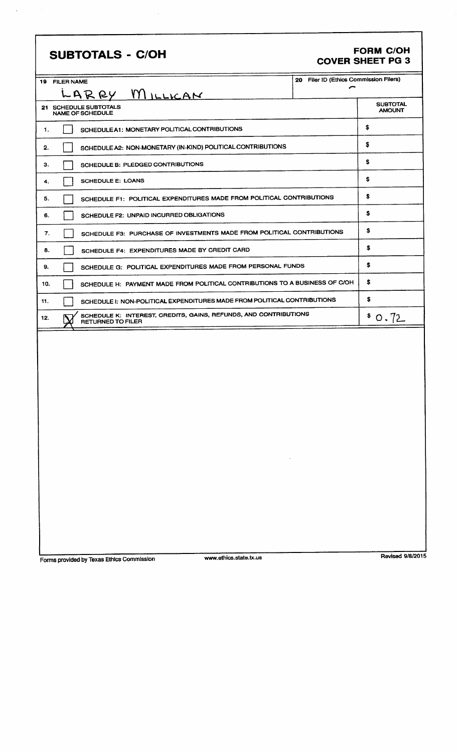# SUBTOTALS - C/OH

## FORM C/OH COVER SHEET PG 3

| 19 FILER NAME | 20 Filer ID (Ethics Commission Filers) |
|---|---|
| LARRY MILLICAN | – |

| 21 SCHEDULE SUBTOTALS NAME OF SCHEDULE | | SUBTOTAL AMOUNT |
|---|---|---|
| 1. | ☐ SCHEDULE A1: MONETARY POLITICAL CONTRIBUTIONS | $ |
| 2. | ☐ SCHEDULE A2: NON-MONETARY (IN-KIND) POLITICAL CONTRIBUTIONS | $ |
| 3. | ☐ SCHEDULE B: PLEDGED CONTRIBUTIONS | $ |
| 4. | ☐ SCHEDULE E: LOANS | $ |
| 5. | ☐ SCHEDULE F1: POLITICAL EXPENDITURES MADE FROM POLITICAL CONTRIBUTIONS | $ |
| 6. | ☐ SCHEDULE F2: UNPAID INCURRED OBLIGATIONS | $ |
| 7. | ☐ SCHEDULE F3: PURCHASE OF INVESTMENTS MADE FROM POLITICAL CONTRIBUTIONS | $ |
| 8. | ☐ SCHEDULE F4: EXPENDITURES MADE BY CREDIT CARD | $ |
| 9. | ☐ SCHEDULE G: POLITICAL EXPENDITURES MADE FROM PERSONAL FUNDS | $ |
| 10. | ☐ SCHEDULE H: PAYMENT MADE FROM POLITICAL CONTRIBUTIONS TO A BUSINESS OF C/OH | $ |
| 11. | ☐ SCHEDULE I: NON-POLITICAL EXPENDITURES MADE FROM POLITICAL CONTRIBUTIONS | $ |
| 12. | ☒ SCHEDULE K: INTEREST, CREDITS, GAINS, REFUNDS, AND CONTRIBUTIONS RETURNED TO FILER | $ 0.72 |

Forms provided by Texas Ethics Commission www.ethics.state.tx.us Revised 9/8/2015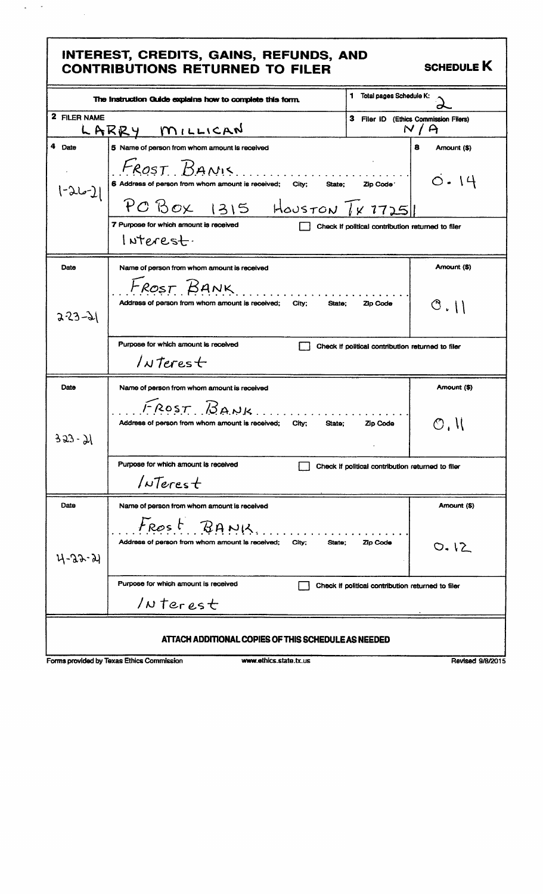# INTEREST, CREDITS, GAINS, REFUNDS, AND CONTRIBUTIONS RETURNED TO FILER

**SCHEDULE K**

The Instruction Guide explains how to complete this form.

**1** Total pages Schedule K: 2

**2** FILER NAME: LARRY MILLICAN

**3** Filer ID (Ethics Commission Filers): N/A

| 4 Date | 5 Name of person from whom amount is received / 6 Address of person from whom amount is received; City; State; Zip Code / 7 Purpose for which amount is received | 8 Amount ($) |
|---|---|---|
| 1-26-21 | Name: FROST BANK<br>Address: PO Box 1315 Houston TX 77251<br>Purpose: Interest<br>☐ Check if political contribution returned to filer | 0.14 |
| 2-23-21 | Name: FROST BANK<br>Address:<br>Purpose: Interest<br>☐ Check if political contribution returned to filer | 0.11 |
| 3-23-21 | Name: FROST BANK<br>Address:<br>Purpose: Interest<br>☐ Check if political contribution returned to filer | 0.11 |
| 4-22-21 | Name: FROST BANK<br>Address:<br>Purpose: Interest<br>☐ Check if political contribution returned to filer | 0.12 |

**ATTACH ADDITIONAL COPIES OF THIS SCHEDULE AS NEEDED**

Forms provided by Texas Ethics Commission — www.ethics.state.tx.us — Revised 9/8/2015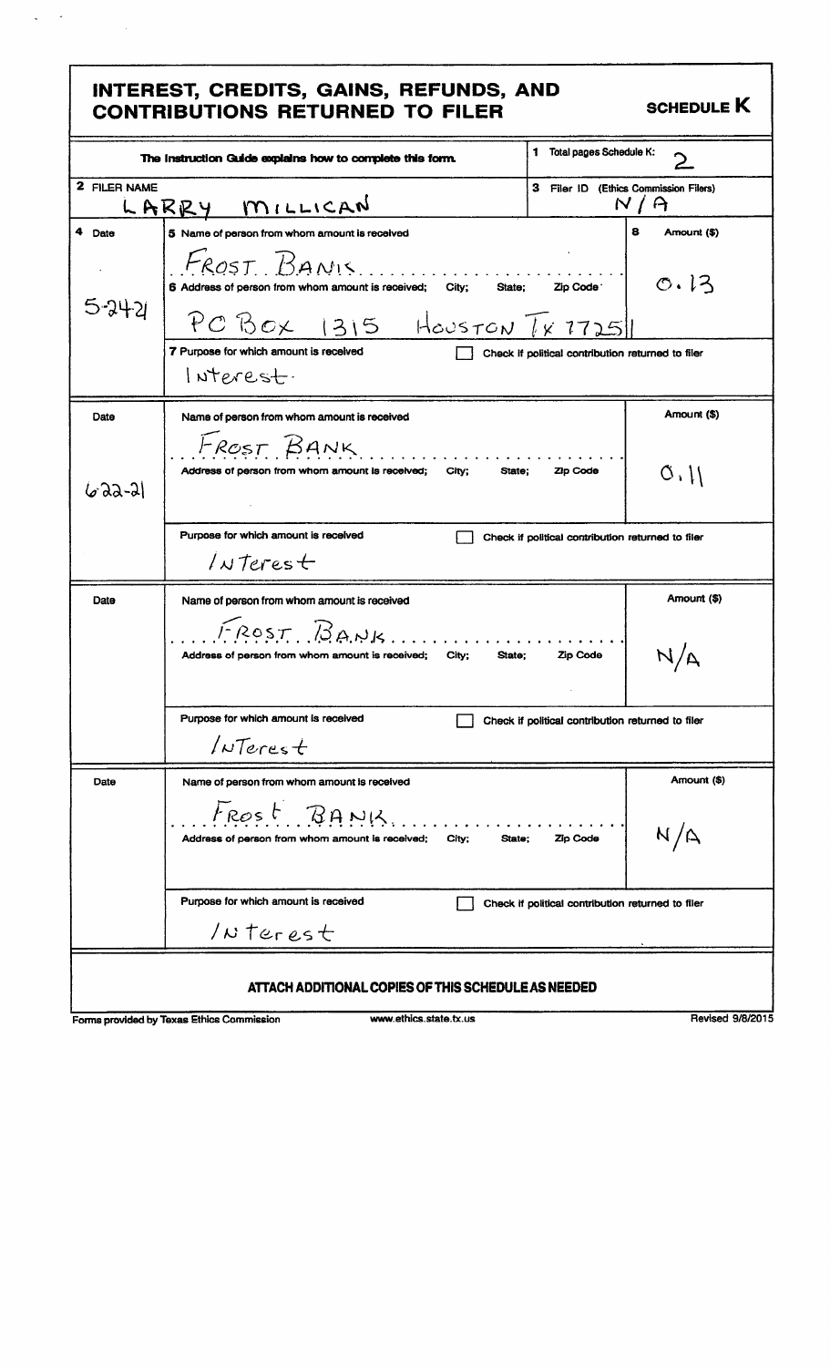# INTEREST, CREDITS, GAINS, REFUNDS, AND CONTRIBUTIONS RETURNED TO FILER

**SCHEDULE K**

The Instruction Guide explains how to complete this form.

**1** Total pages Schedule K: 2

**2** FILER NAME: LARRY MILLICAN

**3** Filer ID (Ethics Commission Filers): N/A

| 4 Date | 5 Name of person from whom amount is received / 6 Address of person from whom amount is received; City; State; Zip Code / 7 Purpose for which amount is received | 8 Amount ($) |
|---|---|---|
| 5-24-21 | **Name:** FROST BANK<br>**Address:** PO BOX 1315 HOUSTON TX 77251<br>**Purpose:** Interest<br>☐ Check if political contribution returned to filer | 0.13 |
| 6-22-21 | **Name:** FROST BANK<br>**Address:**<br>**Purpose:** INTEREST<br>☐ Check if political contribution returned to filer | 0.11 |
| | **Name:** FROST BANK<br>**Address:**<br>**Purpose:** INTEREST<br>☐ Check if political contribution returned to filer | N/A |
| | **Name:** FROST BANK<br>**Address:**<br>**Purpose:** INTEREST<br>☐ Check if political contribution returned to filer | N/A |

**ATTACH ADDITIONAL COPIES OF THIS SCHEDULE AS NEEDED**

Forms provided by Texas Ethics Commission www.ethics.state.tx.us Revised 9/8/2015